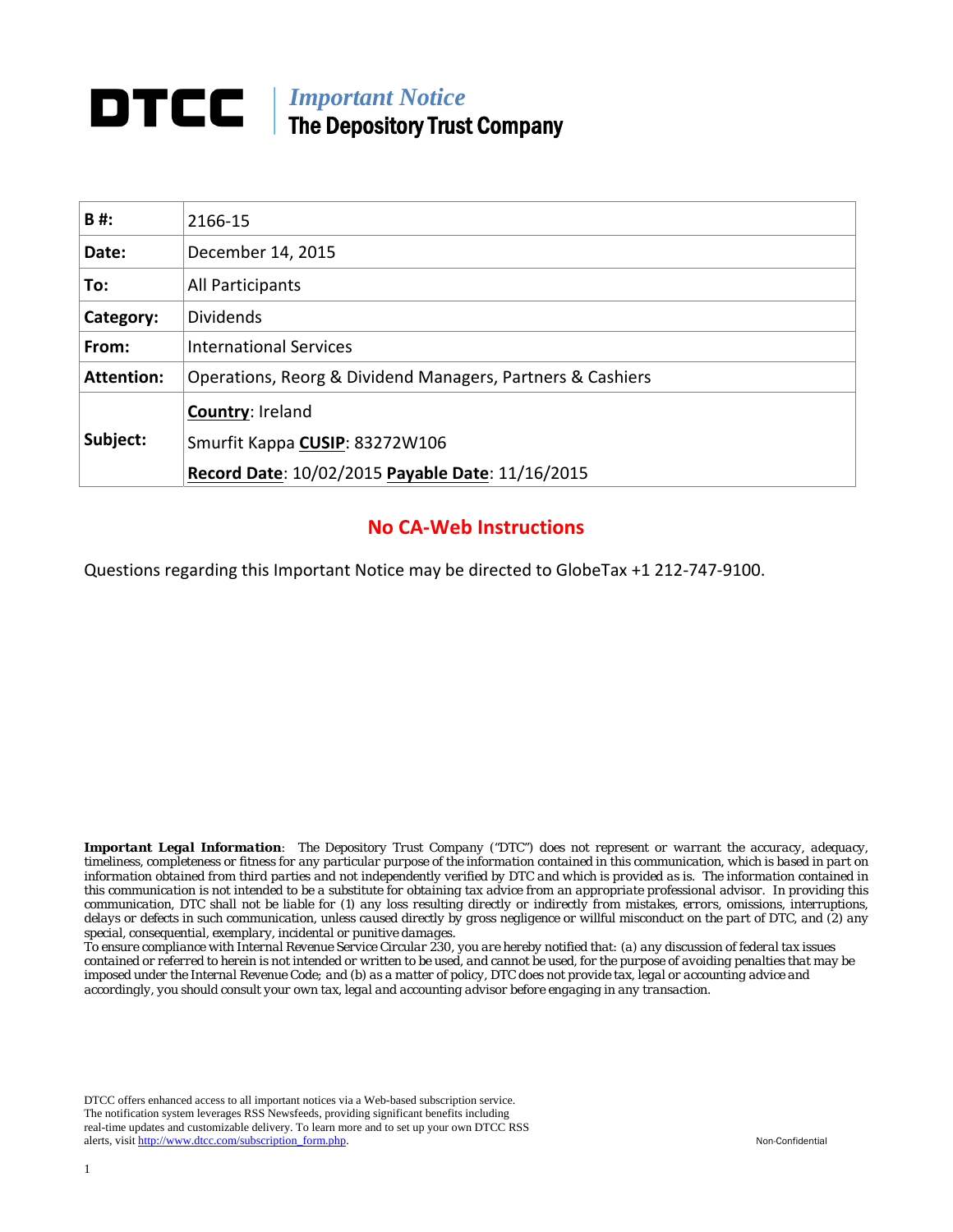# DTCC | *Important Notice*
## The Depository Trust Company

| **B #:** | 2166-15 |
|---|---|
| **Date:** | December 14, 2015 |
| **To:** | All Participants |
| **Category:** | Dividends |
| **From:** | International Services |
| **Attention:** | Operations, Reorg & Dividend Managers, Partners & Cashiers |
| **Subject:** | **Country**: Ireland<br>Smurfit Kappa **CUSIP**: 83272W106<br>**Record Date**: 10/02/2015 **Payable Date**: 11/16/2015 |

## No CA-Web Instructions

Questions regarding this Important Notice may be directed to GlobeTax +1 212-747-9100.

***Important Legal Information***: The Depository Trust Company ("DTC") does not represent or warrant the accuracy, adequacy, timeliness, completeness or fitness for any particular purpose of the information contained in this communication, which is based in part on information obtained from third parties and not independently verified by DTC and which is provided as is. The information contained in this communication is not intended to be a substitute for obtaining tax advice from an appropriate professional advisor. In providing this communication, DTC shall not be liable for (1) any loss resulting directly or indirectly from mistakes, errors, omissions, interruptions, delays or defects in such communication, unless caused directly by gross negligence or willful misconduct on the part of DTC, and (2) any special, consequential, exemplary, incidental or punitive damages.

To ensure compliance with Internal Revenue Service Circular 230, you are hereby notified that: (a) any discussion of federal tax issues contained or referred to herein is not intended or written to be used, and cannot be used, for the purpose of avoiding penalties that may be imposed under the Internal Revenue Code; and (b) as a matter of policy, DTC does not provide tax, legal or accounting advice and accordingly, you should consult your own tax, legal and accounting advisor before engaging in any transaction.

DTCC offers enhanced access to all important notices via a Web-based subscription service. The notification system leverages RSS Newsfeeds, providing significant benefits including real-time updates and customizable delivery. To learn more and to set up your own DTCC RSS alerts, visit http://www.dtcc.com/subscription_form.php.

Non-Confidential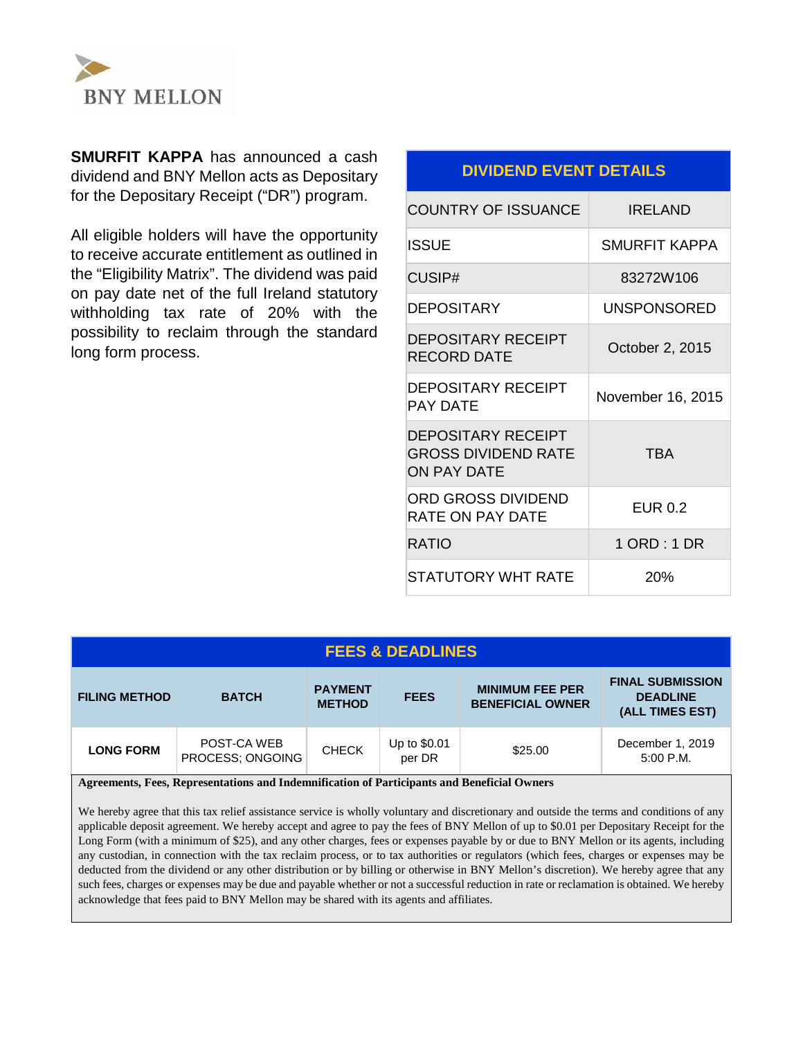BNY MELLON

**SMURFIT KAPPA** has announced a cash dividend and BNY Mellon acts as Depositary for the Depositary Receipt ("DR") program.

All eligible holders will have the opportunity to receive accurate entitlement as outlined in the "Eligibility Matrix". The dividend was paid on pay date net of the full Ireland statutory withholding tax rate of 20% with the possibility to reclaim through the standard long form process.

| DIVIDEND EVENT DETAILS | |
|---|---|
| COUNTRY OF ISSUANCE | IRELAND |
| ISSUE | SMURFIT KAPPA |
| CUSIP# | 83272W106 |
| DEPOSITARY | UNSPONSORED |
| DEPOSITARY RECEIPT RECORD DATE | October 2, 2015 |
| DEPOSITARY RECEIPT PAY DATE | November 16, 2015 |
| DEPOSITARY RECEIPT GROSS DIVIDEND RATE ON PAY DATE | TBA |
| ORD GROSS DIVIDEND RATE ON PAY DATE | EUR 0.2 |
| RATIO | 1 ORD : 1 DR |
| STATUTORY WHT RATE | 20% |

| FEES & DEADLINES | | | | | |
|---|---|---|---|---|---|
| **FILING METHOD** | **BATCH** | **PAYMENT METHOD** | **FEES** | **MINIMUM FEE PER BENEFICIAL OWNER** | **FINAL SUBMISSION DEADLINE (ALL TIMES EST)** |
| **LONG FORM** | POST-CA WEB PROCESS; ONGOING | CHECK | Up to $0.01 per DR | $25.00 | December 1, 2019 5:00 P.M. |

**Agreements, Fees, Representations and Indemnification of Participants and Beneficial Owners**

We hereby agree that this tax relief assistance service is wholly voluntary and discretionary and outside the terms and conditions of any applicable deposit agreement. We hereby accept and agree to pay the fees of BNY Mellon of up to $0.01 per Depositary Receipt for the Long Form (with a minimum of $25), and any other charges, fees or expenses payable by or due to BNY Mellon or its agents, including any custodian, in connection with the tax reclaim process, or to tax authorities or regulators (which fees, charges or expenses may be deducted from the dividend or any other distribution or by billing or otherwise in BNY Mellon's discretion). We hereby agree that any such fees, charges or expenses may be due and payable whether or not a successful reduction in rate or reclamation is obtained. We hereby acknowledge that fees paid to BNY Mellon may be shared with its agents and affiliates.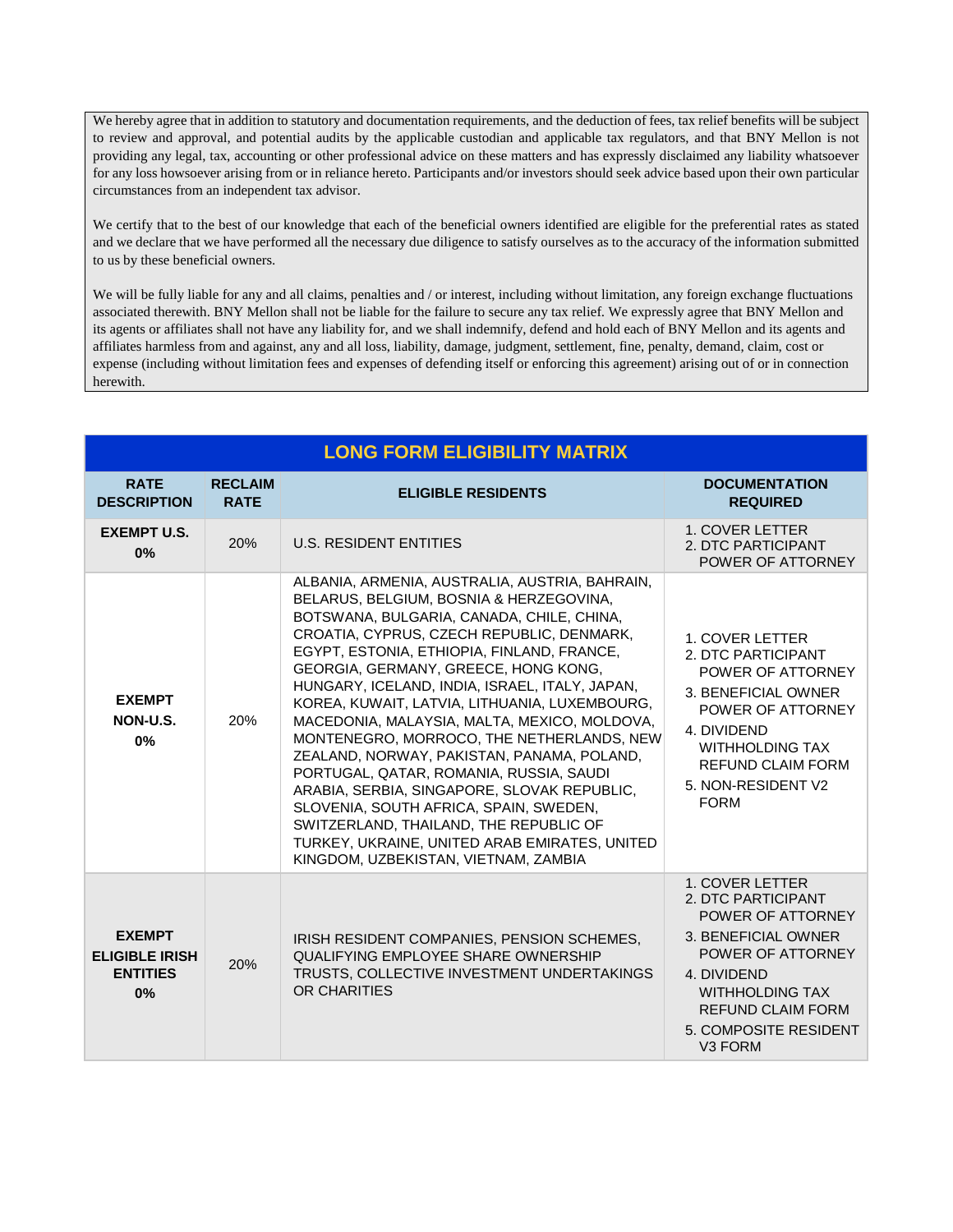We hereby agree that in addition to statutory and documentation requirements, and the deduction of fees, tax relief benefits will be subject to review and approval, and potential audits by the applicable custodian and applicable tax regulators, and that BNY Mellon is not providing any legal, tax, accounting or other professional advice on these matters and has expressly disclaimed any liability whatsoever for any loss howsoever arising from or in reliance hereto. Participants and/or investors should seek advice based upon their own particular circumstances from an independent tax advisor.

We certify that to the best of our knowledge that each of the beneficial owners identified are eligible for the preferential rates as stated and we declare that we have performed all the necessary due diligence to satisfy ourselves as to the accuracy of the information submitted to us by these beneficial owners.

We will be fully liable for any and all claims, penalties and / or interest, including without limitation, any foreign exchange fluctuations associated therewith. BNY Mellon shall not be liable for the failure to secure any tax relief. We expressly agree that BNY Mellon and its agents or affiliates shall not have any liability for, and we shall indemnify, defend and hold each of BNY Mellon and its agents and affiliates harmless from and against, any and all loss, liability, damage, judgment, settlement, fine, penalty, demand, claim, cost or expense (including without limitation fees and expenses of defending itself or enforcing this agreement) arising out of or in connection herewith.

## LONG FORM ELIGIBILITY MATRIX

| RATE DESCRIPTION | RECLAIM RATE | ELIGIBLE RESIDENTS | DOCUMENTATION REQUIRED |
|---|---|---|---|
| **EXEMPT U.S. 0%** | 20% | U.S. RESIDENT ENTITIES | 1. COVER LETTER<br>2. DTC PARTICIPANT POWER OF ATTORNEY |
| **EXEMPT NON-U.S. 0%** | 20% | ALBANIA, ARMENIA, AUSTRALIA, AUSTRIA, BAHRAIN, BELARUS, BELGIUM, BOSNIA & HERZEGOVINA, BOTSWANA, BULGARIA, CANADA, CHILE, CHINA, CROATIA, CYPRUS, CZECH REPUBLIC, DENMARK, EGYPT, ESTONIA, ETHIOPIA, FINLAND, FRANCE, GEORGIA, GERMANY, GREECE, HONG KONG, HUNGARY, ICELAND, INDIA, ISRAEL, ITALY, JAPAN, KOREA, KUWAIT, LATVIA, LITHUANIA, LUXEMBOURG, MACEDONIA, MALAYSIA, MALTA, MEXICO, MOLDOVA, MONTENEGRO, MORROCO, THE NETHERLANDS, NEW ZEALAND, NORWAY, PAKISTAN, PANAMA, POLAND, PORTUGAL, QATAR, ROMANIA, RUSSIA, SAUDI ARABIA, SERBIA, SINGAPORE, SLOVAK REPUBLIC, SLOVENIA, SOUTH AFRICA, SPAIN, SWEDEN, SWITZERLAND, THAILAND, THE REPUBLIC OF TURKEY, UKRAINE, UNITED ARAB EMIRATES, UNITED KINGDOM, UZBEKISTAN, VIETNAM, ZAMBIA | 1. COVER LETTER<br>2. DTC PARTICIPANT POWER OF ATTORNEY<br>3. BENEFICIAL OWNER POWER OF ATTORNEY<br>4. DIVIDEND WITHHOLDING TAX REFUND CLAIM FORM<br>5. NON-RESIDENT V2 FORM |
| **EXEMPT ELIGIBLE IRISH ENTITIES 0%** | 20% | IRISH RESIDENT COMPANIES, PENSION SCHEMES, QUALIFYING EMPLOYEE SHARE OWNERSHIP TRUSTS, COLLECTIVE INVESTMENT UNDERTAKINGS OR CHARITIES | 1. COVER LETTER<br>2. DTC PARTICIPANT POWER OF ATTORNEY<br>3. BENEFICIAL OWNER POWER OF ATTORNEY<br>4. DIVIDEND WITHHOLDING TAX REFUND CLAIM FORM<br>5. COMPOSITE RESIDENT V3 FORM |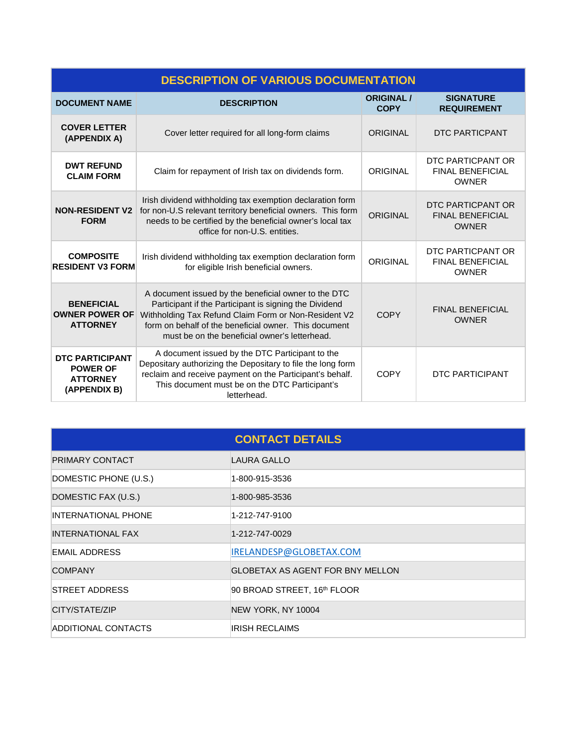| DESCRIPTION OF VARIOUS DOCUMENTATION | | | |
|---|---|---|---|
| **DOCUMENT NAME** | **DESCRIPTION** | **ORIGINAL / COPY** | **SIGNATURE REQUIREMENT** |
| **COVER LETTER (APPENDIX A)** | Cover letter required for all long-form claims | ORIGINAL | DTC PARTICPANT |
| **DWT REFUND CLAIM FORM** | Claim for repayment of Irish tax on dividends form. | ORIGINAL | DTC PARTICPANT OR FINAL BENEFICIAL OWNER |
| **NON-RESIDENT V2 FORM** | Irish dividend withholding tax exemption declaration form for non-U.S relevant territory beneficial owners. This form needs to be certified by the beneficial owner's local tax office for non-U.S. entities. | ORIGINAL | DTC PARTICPANT OR FINAL BENEFICIAL OWNER |
| **COMPOSITE RESIDENT V3 FORM** | Irish dividend withholding tax exemption declaration form for eligible Irish beneficial owners. | ORIGINAL | DTC PARTICPANT OR FINAL BENEFICIAL OWNER |
| **BENEFICIAL OWNER POWER OF ATTORNEY** | A document issued by the beneficial owner to the DTC Participant if the Participant is signing the Dividend Withholding Tax Refund Claim Form or Non-Resident V2 form on behalf of the beneficial owner. This document must be on the beneficial owner's letterhead. | COPY | FINAL BENEFICIAL OWNER |
| **DTC PARTICIPANT POWER OF ATTORNEY (APPENDIX B)** | A document issued by the DTC Participant to the Depositary authorizing the Depositary to file the long form reclaim and receive payment on the Participant's behalf. This document must be on the DTC Participant's letterhead. | COPY | DTC PARTICIPANT |

| CONTACT DETAILS | |
|---|---|
| PRIMARY CONTACT | LAURA GALLO |
| DOMESTIC PHONE (U.S.) | 1-800-915-3536 |
| DOMESTIC FAX (U.S.) | 1-800-985-3536 |
| INTERNATIONAL PHONE | 1-212-747-9100 |
| INTERNATIONAL FAX | 1-212-747-0029 |
| EMAIL ADDRESS | IRELANDESP@GLOBETAX.COM |
| COMPANY | GLOBETAX AS AGENT FOR BNY MELLON |
| STREET ADDRESS | 90 BROAD STREET, 16th FLOOR |
| CITY/STATE/ZIP | NEW YORK, NY 10004 |
| ADDITIONAL CONTACTS | IRISH RECLAIMS |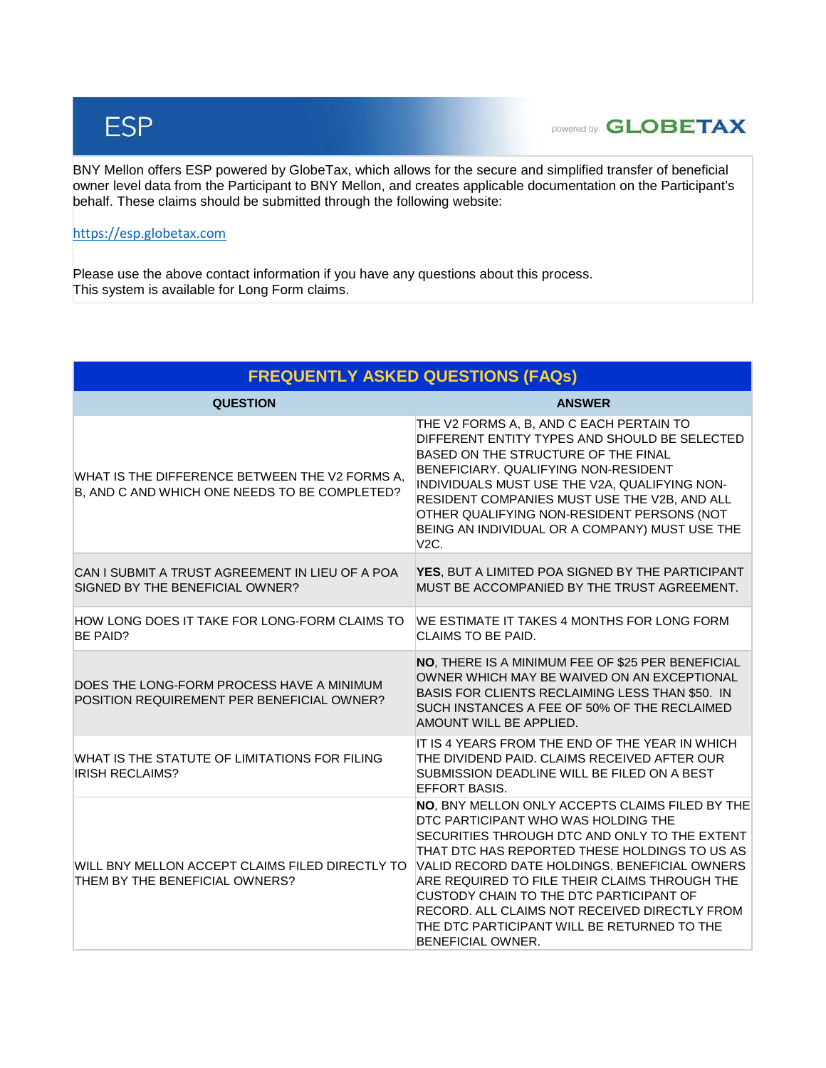# ESP

powered by GLOBETAX

BNY Mellon offers ESP powered by GlobeTax, which allows for the secure and simplified transfer of beneficial owner level data from the Participant to BNY Mellon, and creates applicable documentation on the Participant's behalf. These claims should be submitted through the following website:

https://esp.globetax.com

Please use the above contact information if you have any questions about this process.
This system is available for Long Form claims.

## FREQUENTLY ASKED QUESTIONS (FAQs)

| QUESTION | ANSWER |
|---|---|
| WHAT IS THE DIFFERENCE BETWEEN THE V2 FORMS A, B, AND C AND WHICH ONE NEEDS TO BE COMPLETED? | THE V2 FORMS A, B, AND C EACH PERTAIN TO DIFFERENT ENTITY TYPES AND SHOULD BE SELECTED BASED ON THE STRUCTURE OF THE FINAL BENEFICIARY. QUALIFYING NON-RESIDENT INDIVIDUALS MUST USE THE V2A, QUALIFYING NON-RESIDENT COMPANIES MUST USE THE V2B, AND ALL OTHER QUALIFYING NON-RESIDENT PERSONS (NOT BEING AN INDIVIDUAL OR A COMPANY) MUST USE THE V2C. |
| CAN I SUBMIT A TRUST AGREEMENT IN LIEU OF A POA SIGNED BY THE BENEFICIAL OWNER? | **YES**, BUT A LIMITED POA SIGNED BY THE PARTICIPANT MUST BE ACCOMPANIED BY THE TRUST AGREEMENT. |
| HOW LONG DOES IT TAKE FOR LONG-FORM CLAIMS TO BE PAID? | WE ESTIMATE IT TAKES 4 MONTHS FOR LONG FORM CLAIMS TO BE PAID. |
| DOES THE LONG-FORM PROCESS HAVE A MINIMUM POSITION REQUIREMENT PER BENEFICIAL OWNER? | **NO**, THERE IS A MINIMUM FEE OF $25 PER BENEFICIAL OWNER WHICH MAY BE WAIVED ON AN EXCEPTIONAL BASIS FOR CLIENTS RECLAIMING LESS THAN $50. IN SUCH INSTANCES A FEE OF 50% OF THE RECLAIMED AMOUNT WILL BE APPLIED. |
| WHAT IS THE STATUTE OF LIMITATIONS FOR FILING IRISH RECLAIMS? | IT IS 4 YEARS FROM THE END OF THE YEAR IN WHICH THE DIVIDEND PAID. CLAIMS RECEIVED AFTER OUR SUBMISSION DEADLINE WILL BE FILED ON A BEST EFFORT BASIS. |
| WILL BNY MELLON ACCEPT CLAIMS FILED DIRECTLY TO THEM BY THE BENEFICIAL OWNERS? | **NO**, BNY MELLON ONLY ACCEPTS CLAIMS FILED BY THE DTC PARTICIPANT WHO WAS HOLDING THE SECURITIES THROUGH DTC AND ONLY TO THE EXTENT THAT DTC HAS REPORTED THESE HOLDINGS TO US AS VALID RECORD DATE HOLDINGS. BENEFICIAL OWNERS ARE REQUIRED TO FILE THEIR CLAIMS THROUGH THE CUSTODY CHAIN TO THE DTC PARTICIPANT OF RECORD. ALL CLAIMS NOT RECEIVED DIRECTLY FROM THE DTC PARTICIPANT WILL BE RETURNED TO THE BENEFICIAL OWNER. |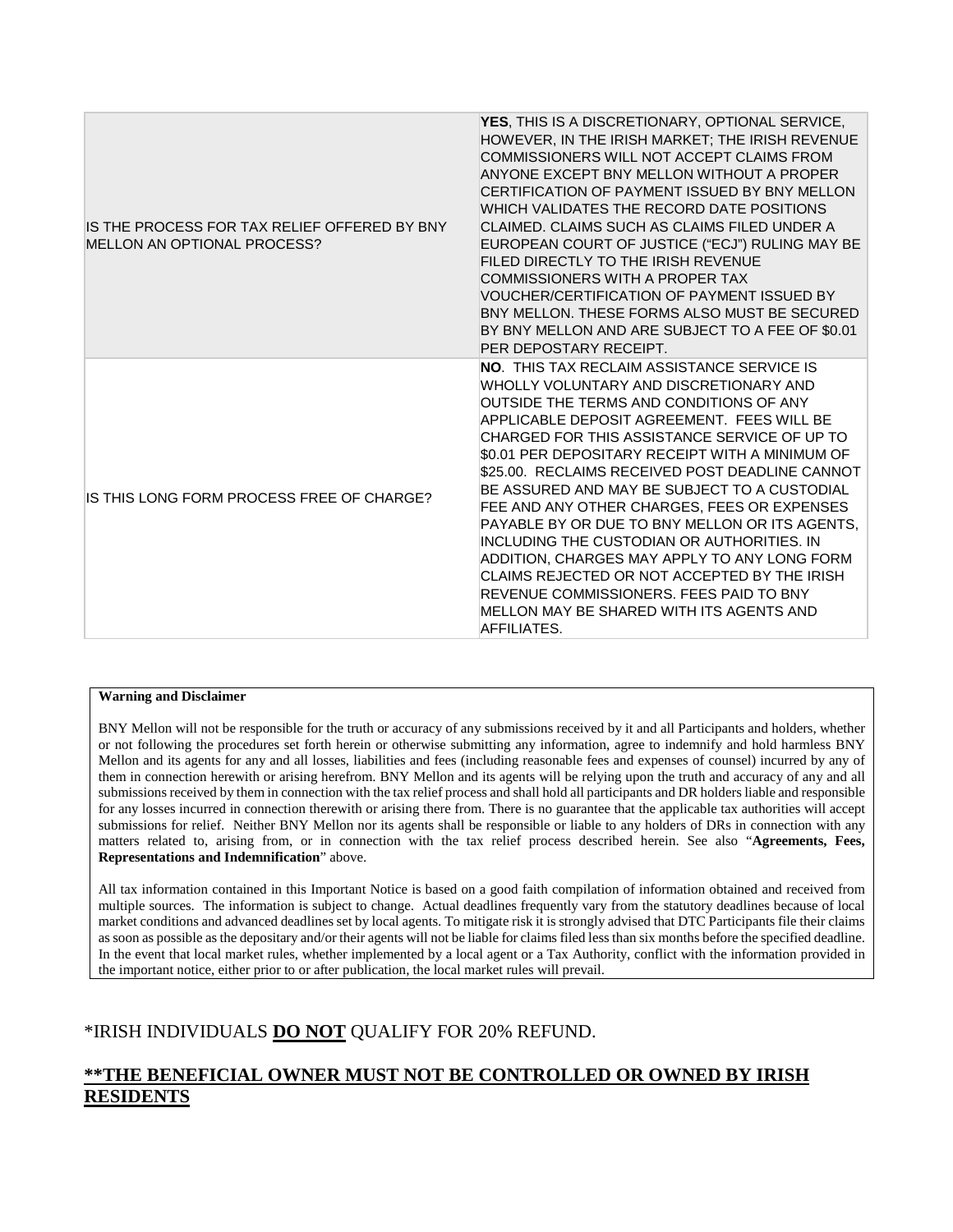| | |
|---|---|
| IS THE PROCESS FOR TAX RELIEF OFFERED BY BNY MELLON AN OPTIONAL PROCESS? | **YES**, THIS IS A DISCRETIONARY, OPTIONAL SERVICE, HOWEVER, IN THE IRISH MARKET; THE IRISH REVENUE COMMISSIONERS WILL NOT ACCEPT CLAIMS FROM ANYONE EXCEPT BNY MELLON WITHOUT A PROPER CERTIFICATION OF PAYMENT ISSUED BY BNY MELLON WHICH VALIDATES THE RECORD DATE POSITIONS CLAIMED. CLAIMS SUCH AS CLAIMS FILED UNDER A EUROPEAN COURT OF JUSTICE ("ECJ") RULING MAY BE FILED DIRECTLY TO THE IRISH REVENUE COMMISSIONERS WITH A PROPER TAX VOUCHER/CERTIFICATION OF PAYMENT ISSUED BY BNY MELLON. THESE FORMS ALSO MUST BE SECURED BY BNY MELLON AND ARE SUBJECT TO A FEE OF $0.01 PER DEPOSTARY RECEIPT. |
| IS THIS LONG FORM PROCESS FREE OF CHARGE? | **NO**. THIS TAX RECLAIM ASSISTANCE SERVICE IS WHOLLY VOLUNTARY AND DISCRETIONARY AND OUTSIDE THE TERMS AND CONDITIONS OF ANY APPLICABLE DEPOSIT AGREEMENT. FEES WILL BE CHARGED FOR THIS ASSISTANCE SERVICE OF UP TO $0.01 PER DEPOSITARY RECEIPT WITH A MINIMUM OF $25.00. RECLAIMS RECEIVED POST DEADLINE CANNOT BE ASSURED AND MAY BE SUBJECT TO A CUSTODIAL FEE AND ANY OTHER CHARGES, FEES OR EXPENSES PAYABLE BY OR DUE TO BNY MELLON OR ITS AGENTS, INCLUDING THE CUSTODIAN OR AUTHORITIES. IN ADDITION, CHARGES MAY APPLY TO ANY LONG FORM CLAIMS REJECTED OR NOT ACCEPTED BY THE IRISH REVENUE COMMISSIONERS. FEES PAID TO BNY MELLON MAY BE SHARED WITH ITS AGENTS AND AFFILIATES. |

**Warning and Disclaimer**

BNY Mellon will not be responsible for the truth or accuracy of any submissions received by it and all Participants and holders, whether or not following the procedures set forth herein or otherwise submitting any information, agree to indemnify and hold harmless BNY Mellon and its agents for any and all losses, liabilities and fees (including reasonable fees and expenses of counsel) incurred by any of them in connection herewith or arising herefrom. BNY Mellon and its agents will be relying upon the truth and accuracy of any and all submissions received by them in connection with the tax relief process and shall hold all participants and DR holders liable and responsible for any losses incurred in connection therewith or arising there from. There is no guarantee that the applicable tax authorities will accept submissions for relief. Neither BNY Mellon nor its agents shall be responsible or liable to any holders of DRs in connection with any matters related to, arising from, or in connection with the tax relief process described herein. See also "**Agreements, Fees, Representations and Indemnification**" above.

All tax information contained in this Important Notice is based on a good faith compilation of information obtained and received from multiple sources. The information is subject to change. Actual deadlines frequently vary from the statutory deadlines because of local market conditions and advanced deadlines set by local agents. To mitigate risk it is strongly advised that DTC Participants file their claims as soon as possible as the depositary and/or their agents will not be liable for claims filed less than six months before the specified deadline. In the event that local market rules, whether implemented by a local agent or a Tax Authority, conflict with the information provided in the important notice, either prior to or after publication, the local market rules will prevail.

*IRISH INDIVIDUALS **DO NOT** QUALIFY FOR 20% REFUND.

**\*\*THE BENEFICIAL OWNER MUST NOT BE CONTROLLED OR OWNED BY IRISH RESIDENTS**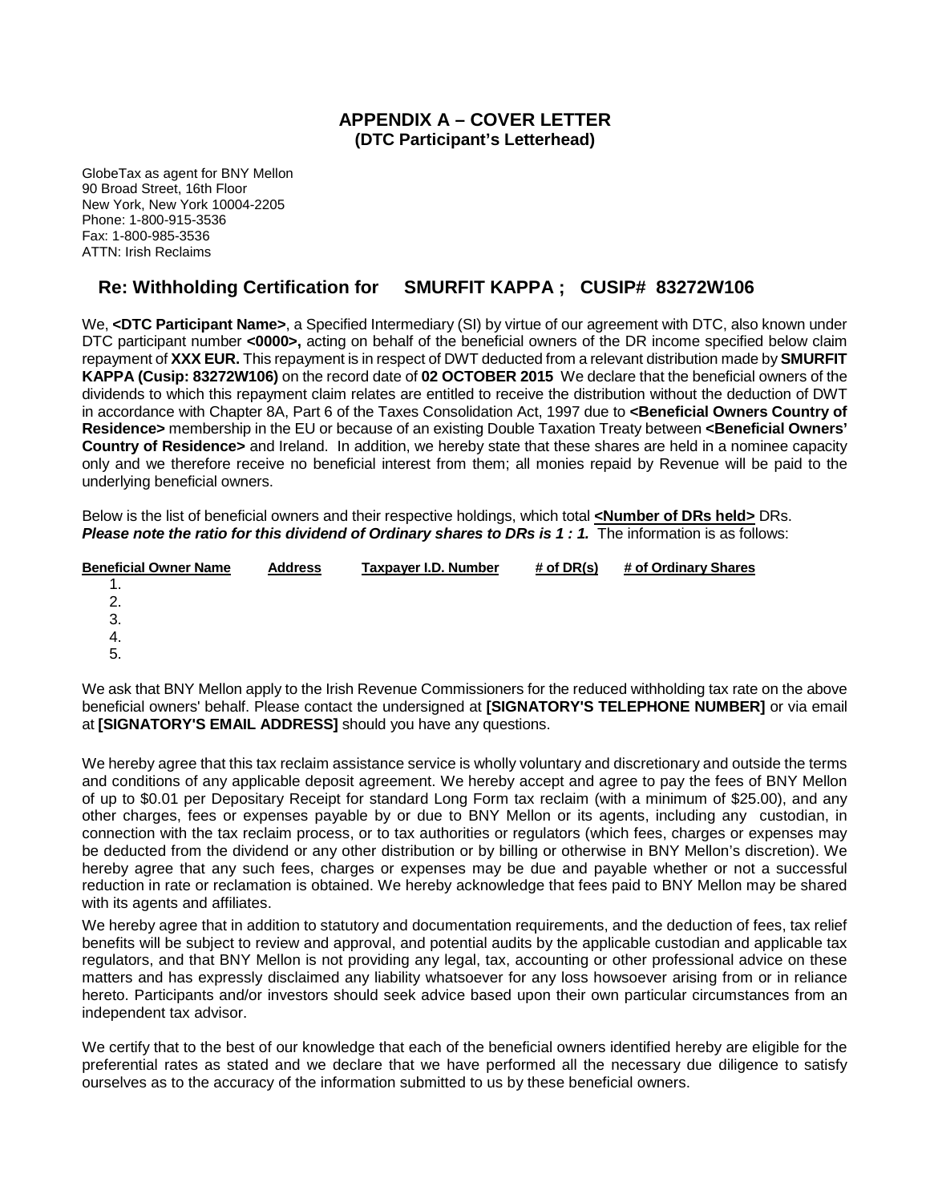## APPENDIX A – COVER LETTER
### (DTC Participant's Letterhead)

GlobeTax as agent for BNY Mellon
90 Broad Street, 16th Floor
New York, New York 10004-2205
Phone: 1-800-915-3536
Fax: 1-800-985-3536
ATTN: Irish Reclaims

### Re: Withholding Certification for SMURFIT KAPPA ; CUSIP# 83272W106

We, **<DTC Participant Name>**, a Specified Intermediary (SI) by virtue of our agreement with DTC, also known under DTC participant number **<0000>,** acting on behalf of the beneficial owners of the DR income specified below claim repayment of **XXX EUR.** This repayment is in respect of DWT deducted from a relevant distribution made by **SMURFIT KAPPA (Cusip: 83272W106)** on the record date of **02 OCTOBER 2015** We declare that the beneficial owners of the dividends to which this repayment claim relates are entitled to receive the distribution without the deduction of DWT in accordance with Chapter 8A, Part 6 of the Taxes Consolidation Act, 1997 due to **<Beneficial Owners Country of Residence>** membership in the EU or because of an existing Double Taxation Treaty between **<Beneficial Owners' Country of Residence>** and Ireland. In addition, we hereby state that these shares are held in a nominee capacity only and we therefore receive no beneficial interest from them; all monies repaid by Revenue will be paid to the underlying beneficial owners.

Below is the list of beneficial owners and their respective holdings, which total **<Number of DRs held>** DRs. ***Please note the ratio for this dividend of Ordinary shares to DRs is 1 : 1.*** The information is as follows:

| Beneficial Owner Name | Address | Taxpayer I.D. Number | # of DR(s) | # of Ordinary Shares |
|---|---|---|---|---|
| 1. | | | | |
| 2. | | | | |
| 3. | | | | |
| 4. | | | | |
| 5. | | | | |

We ask that BNY Mellon apply to the Irish Revenue Commissioners for the reduced withholding tax rate on the above beneficial owners' behalf. Please contact the undersigned at **[SIGNATORY'S TELEPHONE NUMBER]** or via email at **[SIGNATORY'S EMAIL ADDRESS]** should you have any questions.

We hereby agree that this tax reclaim assistance service is wholly voluntary and discretionary and outside the terms and conditions of any applicable deposit agreement. We hereby accept and agree to pay the fees of BNY Mellon of up to $0.01 per Depositary Receipt for standard Long Form tax reclaim (with a minimum of $25.00), and any other charges, fees or expenses payable by or due to BNY Mellon or its agents, including any custodian, in connection with the tax reclaim process, or to tax authorities or regulators (which fees, charges or expenses may be deducted from the dividend or any other distribution or by billing or otherwise in BNY Mellon's discretion). We hereby agree that any such fees, charges or expenses may be due and payable whether or not a successful reduction in rate or reclamation is obtained. We hereby acknowledge that fees paid to BNY Mellon may be shared with its agents and affiliates.

We hereby agree that in addition to statutory and documentation requirements, and the deduction of fees, tax relief benefits will be subject to review and approval, and potential audits by the applicable custodian and applicable tax regulators, and that BNY Mellon is not providing any legal, tax, accounting or other professional advice on these matters and has expressly disclaimed any liability whatsoever for any loss howsoever arising from or in reliance hereto. Participants and/or investors should seek advice based upon their own particular circumstances from an independent tax advisor.

We certify that to the best of our knowledge that each of the beneficial owners identified hereby are eligible for the preferential rates as stated and we declare that we have performed all the necessary due diligence to satisfy ourselves as to the accuracy of the information submitted to us by these beneficial owners.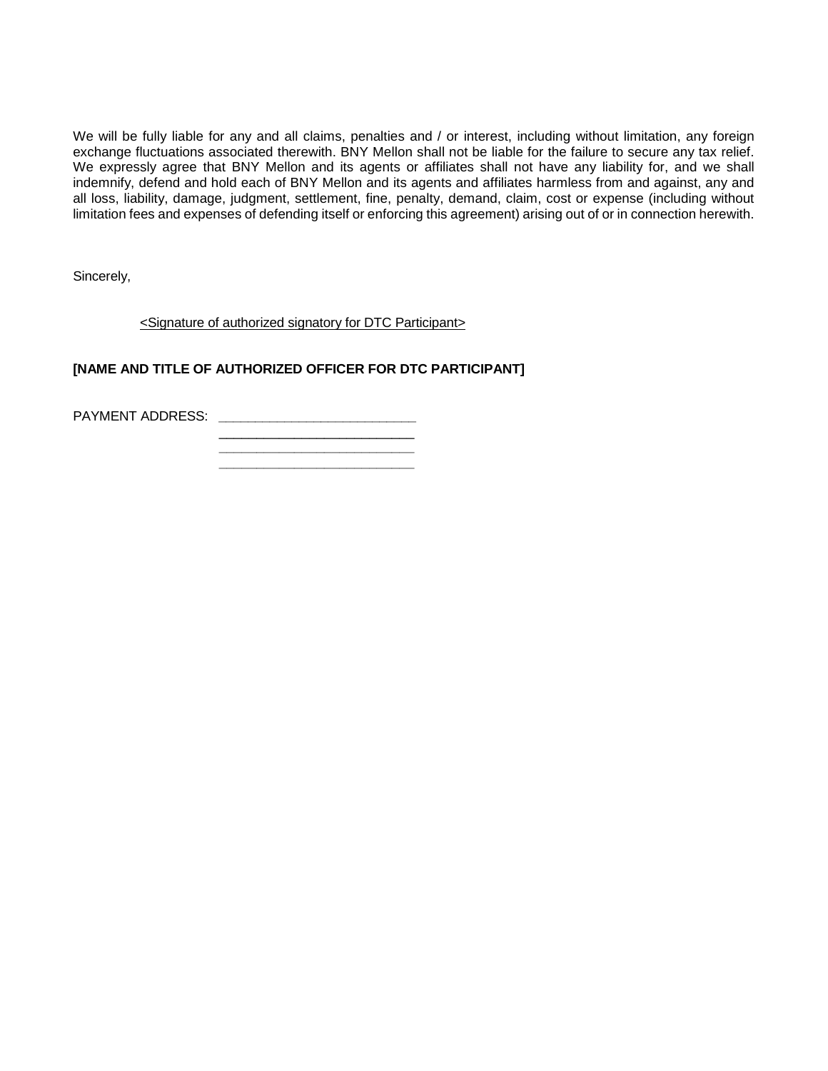We will be fully liable for any and all claims, penalties and / or interest, including without limitation, any foreign exchange fluctuations associated therewith. BNY Mellon shall not be liable for the failure to secure any tax relief. We expressly agree that BNY Mellon and its agents or affiliates shall not have any liability for, and we shall indemnify, defend and hold each of BNY Mellon and its agents and affiliates harmless from and against, any and all loss, liability, damage, judgment, settlement, fine, penalty, demand, claim, cost or expense (including without limitation fees and expenses of defending itself or enforcing this agreement) arising out of or in connection herewith.

Sincerely,

<Signature of authorized signatory for DTC Participant>

**[NAME AND TITLE OF AUTHORIZED OFFICER FOR DTC PARTICIPANT]**

PAYMENT ADDRESS: ___________________________
___________________________
___________________________
___________________________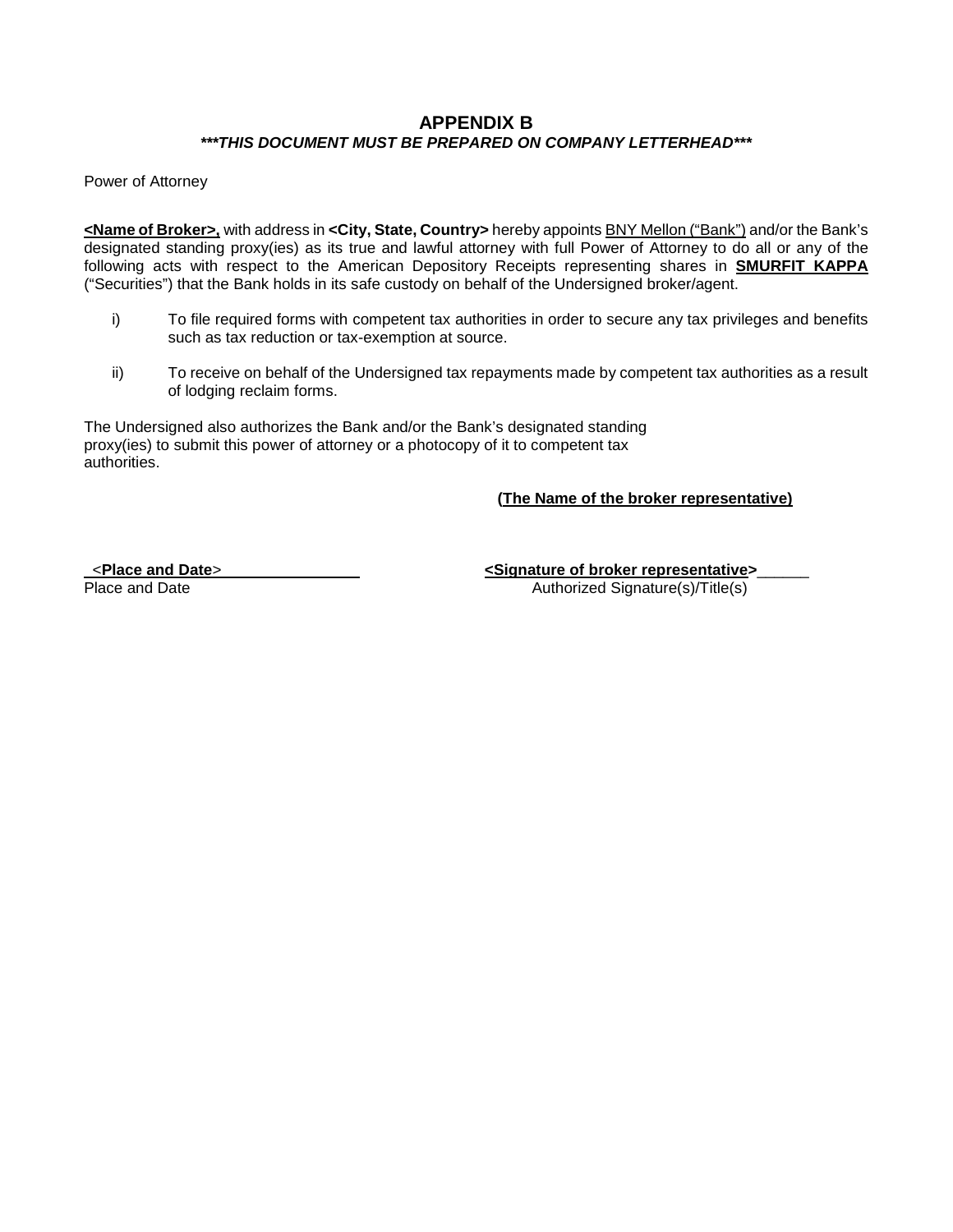# APPENDIX B

***\*\*\*THIS DOCUMENT MUST BE PREPARED ON COMPANY LETTERHEAD\*\*\****

Power of Attorney

**<Name of Broker>,** with address in **<City, State, Country>** hereby appoints BNY Mellon ("Bank") and/or the Bank's designated standing proxy(ies) as its true and lawful attorney with full Power of Attorney to do all or any of the following acts with respect to the American Depository Receipts representing shares in **SMURFIT KAPPA** ("Securities") that the Bank holds in its safe custody on behalf of the Undersigned broker/agent.

i) To file required forms with competent tax authorities in order to secure any tax privileges and benefits such as tax reduction or tax-exemption at source.

ii) To receive on behalf of the Undersigned tax repayments made by competent tax authorities as a result of lodging reclaim forms.

The Undersigned also authorizes the Bank and/or the Bank's designated standing proxy(ies) to submit this power of attorney or a photocopy of it to competent tax authorities.

**(The Name of the broker representative)**

<**Place and Date**>
Place and Date

**<Signature of broker representative>**
Authorized Signature(s)/Title(s)